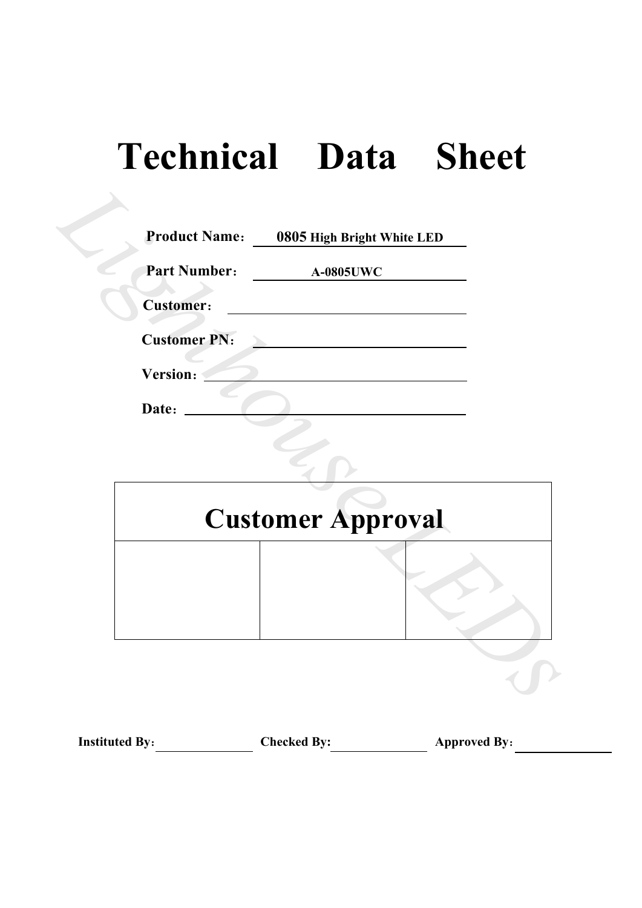# Technical Data Sheet

**Product Name：** **0805 High Bright White LED**

**Part Number：** **A-0805UWC**

**Customer：**

**Customer PN：**

**Version：**

**Date：**

| Customer Approval | | |
|---|---|---|
| | | |

**Instituted By：** ________ **Checked By:** ________ **Approved By：** ________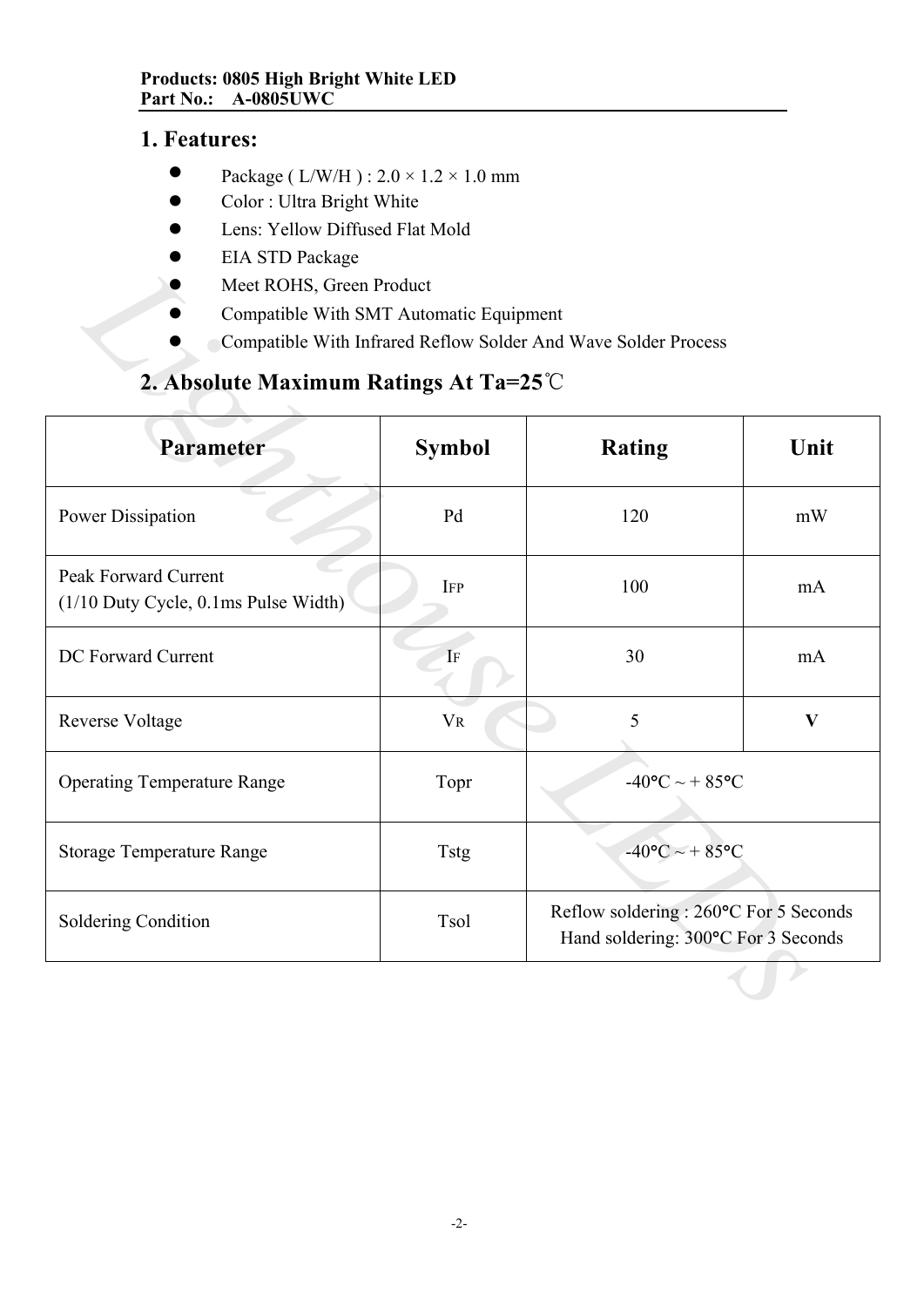**Products: 0805 High Bright White LED**
**Part No.: A-0805UWC**

## 1. Features:

- Package ( L/W/H ) : 2.0 × 1.2 × 1.0 mm
- Color : Ultra Bright White
- Lens: Yellow Diffused Flat Mold
- EIA STD Package
- Meet ROHS, Green Product
- Compatible With SMT Automatic Equipment
- Compatible With Infrared Reflow Solder And Wave Solder Process

## 2. Absolute Maximum Ratings At Ta=25℃

| Parameter | Symbol | Rating | Unit |
|---|---|---|---|
| Power Dissipation | Pd | 120 | mW |
| Peak Forward Current (1/10 Duty Cycle, 0.1ms Pulse Width) | $I_{FP}$ | 100 | mA |
| DC Forward Current | $I_F$ | 30 | mA |
| Reverse Voltage | $V_R$ | 5 | **V** |
| Operating Temperature Range | Topr | -40°C ~ + 85°C | |
| Storage Temperature Range | Tstg | -40°C ~ + 85°C | |
| Soldering Condition | Tsol | Reflow soldering : 260°C For 5 Seconds<br>Hand soldering: 300°C For 3 Seconds | |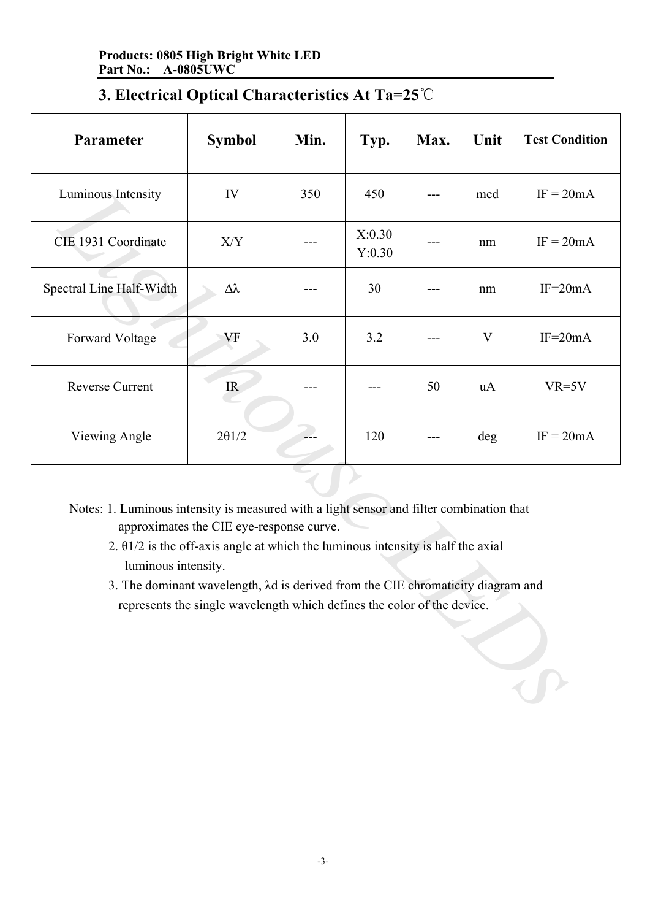**Products: 0805 High Bright White LED**
**Part No.: A-0805UWC**

## 3. Electrical Optical Characteristics At Ta=25℃

| Parameter | Symbol | Min. | Typ. | Max. | Unit | Test Condition |
|---|---|---|---|---|---|---|
| Luminous Intensity | IV | 350 | 450 | --- | mcd | IF = 20mA |
| CIE 1931 Coordinate | X/Y | --- | X:0.30 Y:0.30 | --- | nm | IF = 20mA |
| Spectral Line Half-Width | Δλ | --- | 30 | --- | nm | IF=20mA |
| Forward Voltage | VF | 3.0 | 3.2 | --- | V | IF=20mA |
| Reverse Current | IR | --- | --- | 50 | uA | VR=5V |
| Viewing Angle | 2θ1/2 | --- | 120 | --- | deg | IF = 20mA |

Notes: 1. Luminous intensity is measured with a light sensor and filter combination that approximates the CIE eye-response curve.

2. θ1/2 is the off-axis angle at which the luminous intensity is half the axial luminous intensity.

3. The dominant wavelength, λd is derived from the CIE chromaticity diagram and represents the single wavelength which defines the color of the device.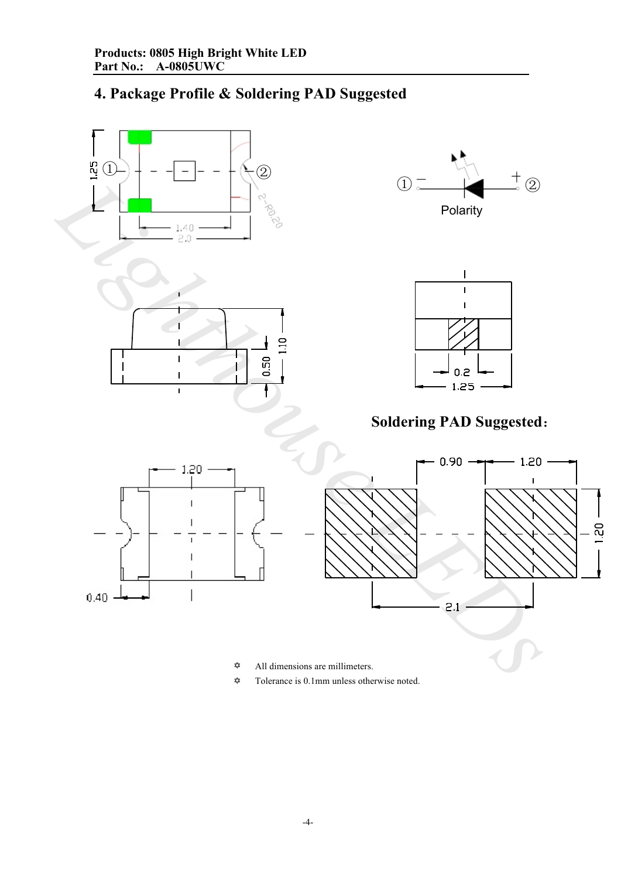## 4. Package Profile & Soldering PAD Suggested

① − ② +

Polarity

**Soldering PAD Suggested：**

- All dimensions are millimeters.
- Tolerance is 0.1mm unless otherwise noted.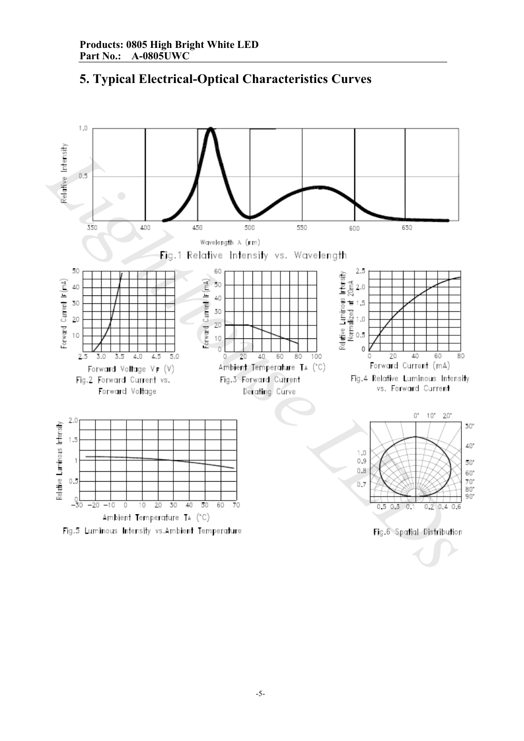Products: 0805 High Bright White LED
Part No.: A-0805UWC

# 5. Typical Electrical-Optical Characteristics Curves

Fig.1 Relative Intensity vs. Wavelength

Fig.2 Forward Current vs. Forward Voltage

Fig.3 Forward Current Derating Curve

Fig.4 Relative Luminous Intensity vs. Forward Current

Fig.5 Luminous Intensity vs.Ambient Temperature

Fig.6 Spatial Distribution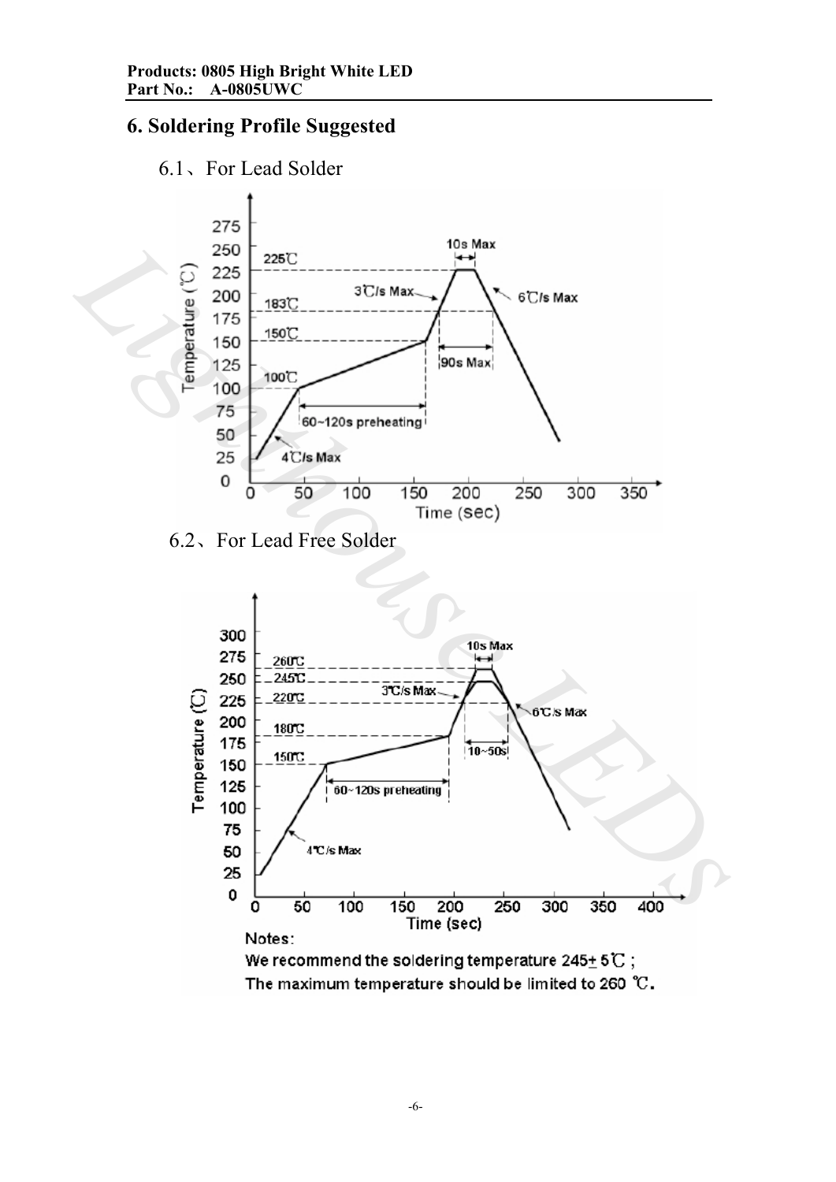## 6. Soldering Profile Suggested

6.1、For Lead Solder

6.2、For Lead Free Solder

Notes:

We recommend the soldering temperature 245± 5℃;

The maximum temperature should be limited to 260 ℃.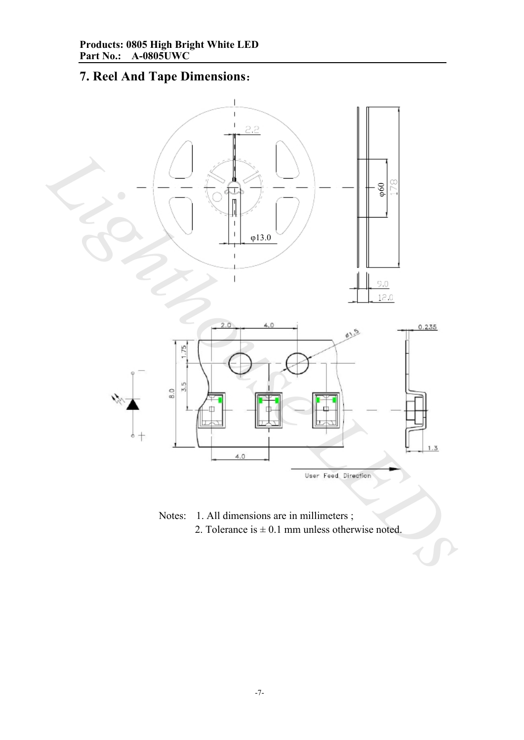# 7. Reel And Tape Dimensions：

Notes: 1. All dimensions are in millimeters ;

2. Tolerance is ± 0.1 mm unless otherwise noted.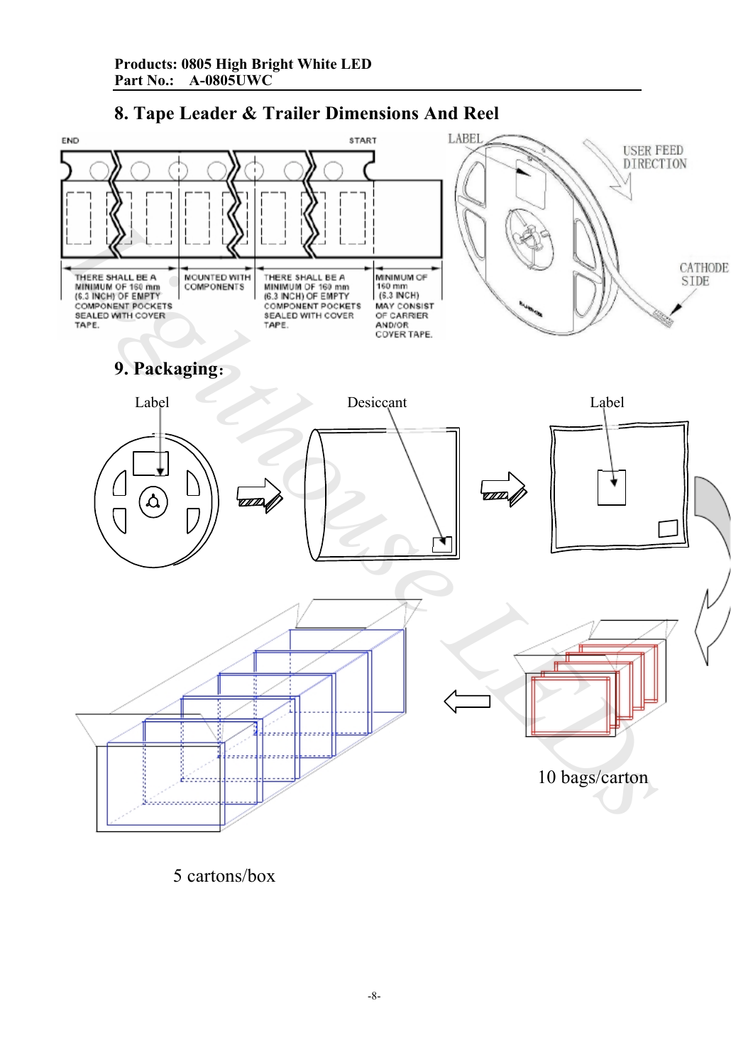## 8. Tape Leader & Trailer Dimensions And Reel

END

START

THERE SHALL BE A MINIMUM OF 160 mm (6.3 INCH) OF EMPTY COMPONENT POCKETS SEALED WITH COVER TAPE.

MOUNTED WITH COMPONENTS

THERE SHALL BE A MINIMUM OF 160 mm (6.3 INCH) OF EMPTY COMPONENT POCKETS SEALED WITH COVER TAPE.

MINIMUM OF 160 mm (6.3 INCH) MAY CONSIST OF CARRIER AND/OR COVER TAPE.

LABEL

USER FEED DIRECTION

CATHODE SIDE

## 9. Packaging:

Label

Desiccant

Label

10 bags/carton

5 cartons/box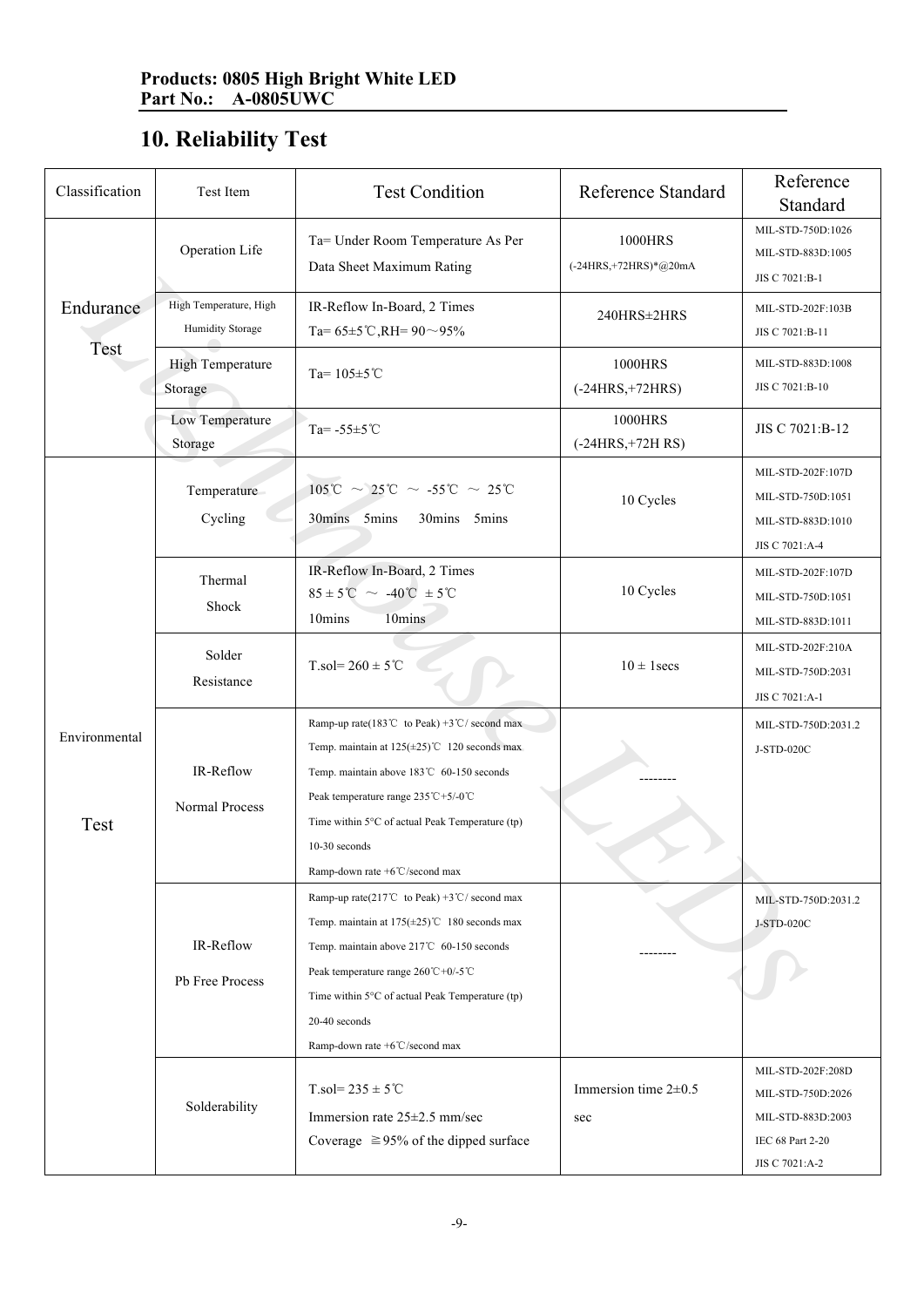**Products: 0805 High Bright White LED**
**Part No.: A-0805UWC**

## 10. Reliability Test

| Classification | Test Item | Test Condition | Reference Standard | Reference Standard |
|---|---|---|---|---|
| Endurance Test | Operation Life | Ta= Under Room Temperature As Per Data Sheet Maximum Rating | 1000HRS (-24HRS,+72HRS)*@20mA | MIL-STD-750D:1026 MIL-STD-883D:1005 JIS C 7021:B-1 |
| | High Temperature, High Humidity Storage | IR-Reflow In-Board, 2 Times Ta= 65±5℃,RH= 90～95% | 240HRS±2HRS | MIL-STD-202F:103B JIS C 7021:B-11 |
| | High Temperature Storage | Ta= 105±5℃ | 1000HRS (-24HRS,+72HRS) | MIL-STD-883D:1008 JIS C 7021:B-10 |
| | Low Temperature Storage | Ta= -55±5℃ | 1000HRS (-24HRS,+72H RS) | JIS C 7021:B-12 |
| Environmental Test | Temperature Cycling | 105℃ ～ 25℃ ～ -55℃ ～ 25℃ 30mins 5mins 30mins 5mins | 10 Cycles | MIL-STD-202F:107D MIL-STD-750D:1051 MIL-STD-883D:1010 JIS C 7021:A-4 |
| | Thermal Shock | IR-Reflow In-Board, 2 Times 85 ± 5℃ ～ -40℃ ± 5℃ 10mins 10mins | 10 Cycles | MIL-STD-202F:107D MIL-STD-750D:1051 MIL-STD-883D:1011 |
| | Solder Resistance | T.sol= 260 ± 5℃ | 10 ± 1secs | MIL-STD-202F:210A MIL-STD-750D:2031 JIS C 7021:A-1 |
| | IR-Reflow Normal Process | Ramp-up rate(183℃ to Peak) +3℃/ second max Temp. maintain at 125(±25)℃ 120 seconds max Temp. maintain above 183℃ 60-150 seconds Peak temperature range 235℃+5/-0℃ Time within 5°C of actual Peak Temperature (tp) 10-30 seconds Ramp-down rate +6℃/second max | -------- | MIL-STD-750D:2031.2 J-STD-020C |
| | IR-Reflow Pb Free Process | Ramp-up rate(217℃ to Peak) +3℃/ second max Temp. maintain at 175(±25)℃ 180 seconds max Temp. maintain above 217℃ 60-150 seconds Peak temperature range 260℃+0/-5℃ Time within 5°C of actual Peak Temperature (tp) 20-40 seconds Ramp-down rate +6℃/second max | -------- | MIL-STD-750D:2031.2 J-STD-020C |
| | Solderability | T.sol= 235 ± 5℃ Immersion rate 25±2.5 mm/sec Coverage ≧95% of the dipped surface | Immersion time 2±0.5 sec | MIL-STD-202F:208D MIL-STD-750D:2026 MIL-STD-883D:2003 IEC 68 Part 2-20 JIS C 7021:A-2 |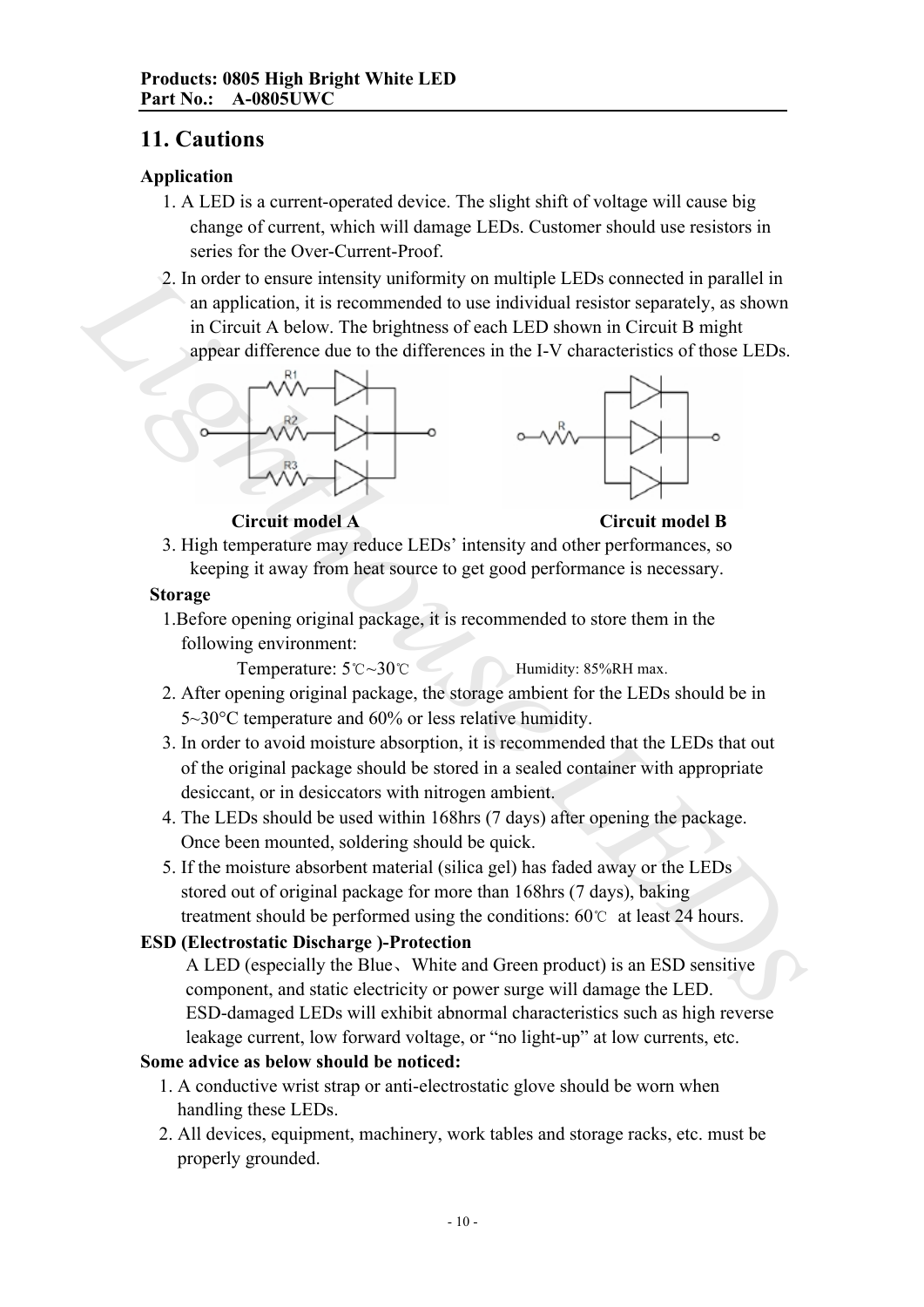## 11. Cautions

### Application

1. A LED is a current-operated device. The slight shift of voltage will cause big change of current, which will damage LEDs. Customer should use resistors in series for the Over-Current-Proof.
2. In order to ensure intensity uniformity on multiple LEDs connected in parallel in an application, it is recommended to use individual resistor separately, as shown in Circuit A below. The brightness of each LED shown in Circuit B might appear difference due to the differences in the I-V characteristics of those LEDs.

**Circuit model A** **Circuit model B**

3. High temperature may reduce LEDs' intensity and other performances, so keeping it away from heat source to get good performance is necessary.

### Storage

1. Before opening original package, it is recommended to store them in the following environment:

   Temperature: 5℃~30℃ Humidity: 85%RH max.

2. After opening original package, the storage ambient for the LEDs should be in 5~30°C temperature and 60% or less relative humidity.
3. In order to avoid moisture absorption, it is recommended that the LEDs that out of the original package should be stored in a sealed container with appropriate desiccant, or in desiccators with nitrogen ambient.
4. The LEDs should be used within 168hrs (7 days) after opening the package. Once been mounted, soldering should be quick.
5. If the moisture absorbent material (silica gel) has faded away or the LEDs stored out of original package for more than 168hrs (7 days), baking treatment should be performed using the conditions: 60℃ at least 24 hours.

### ESD (Electrostatic Discharge )-Protection

A LED (especially the Blue、White and Green product) is an ESD sensitive component, and static electricity or power surge will damage the LED. ESD-damaged LEDs will exhibit abnormal characteristics such as high reverse leakage current, low forward voltage, or "no light-up" at low currents, etc.

**Some advice as below should be noticed:**

1. A conductive wrist strap or anti-electrostatic glove should be worn when handling these LEDs.
2. All devices, equipment, machinery, work tables and storage racks, etc. must be properly grounded.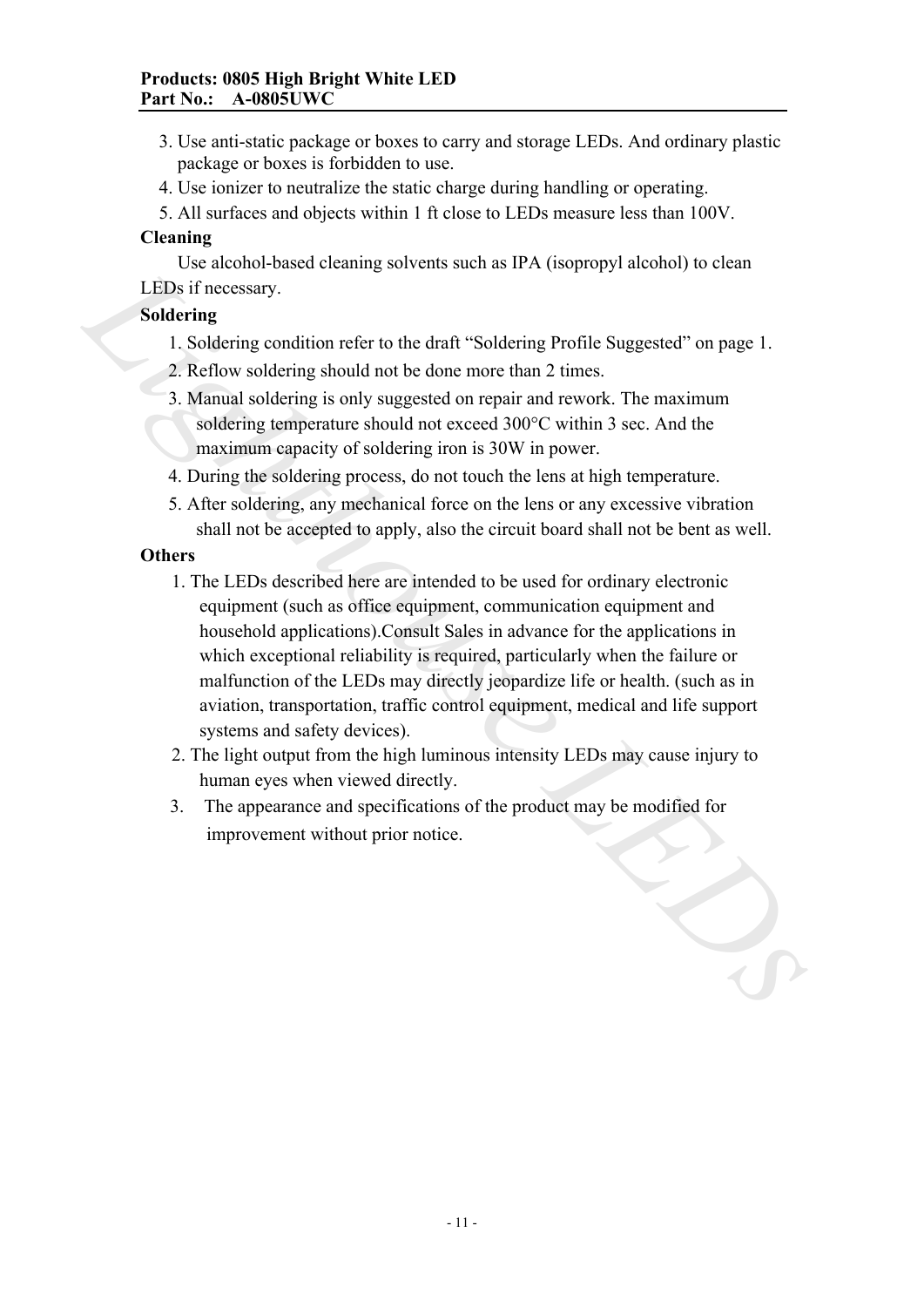3. Use anti-static package or boxes to carry and storage LEDs. And ordinary plastic package or boxes is forbidden to use.
4. Use ionizer to neutralize the static charge during handling or operating.
5. All surfaces and objects within 1 ft close to LEDs measure less than 100V.

**Cleaning**

Use alcohol-based cleaning solvents such as IPA (isopropyl alcohol) to clean LEDs if necessary.

**Soldering**

1. Soldering condition refer to the draft "Soldering Profile Suggested" on page 1.
2. Reflow soldering should not be done more than 2 times.
3. Manual soldering is only suggested on repair and rework. The maximum soldering temperature should not exceed 300°C within 3 sec. And the maximum capacity of soldering iron is 30W in power.
4. During the soldering process, do not touch the lens at high temperature.
5. After soldering, any mechanical force on the lens or any excessive vibration shall not be accepted to apply, also the circuit board shall not be bent as well.

**Others**

1. The LEDs described here are intended to be used for ordinary electronic equipment (such as office equipment, communication equipment and household applications).Consult Sales in advance for the applications in which exceptional reliability is required, particularly when the failure or malfunction of the LEDs may directly jeopardize life or health. (such as in aviation, transportation, traffic control equipment, medical and life support systems and safety devices).
2. The light output from the high luminous intensity LEDs may cause injury to human eyes when viewed directly.
3. The appearance and specifications of the product may be modified for improvement without prior notice.